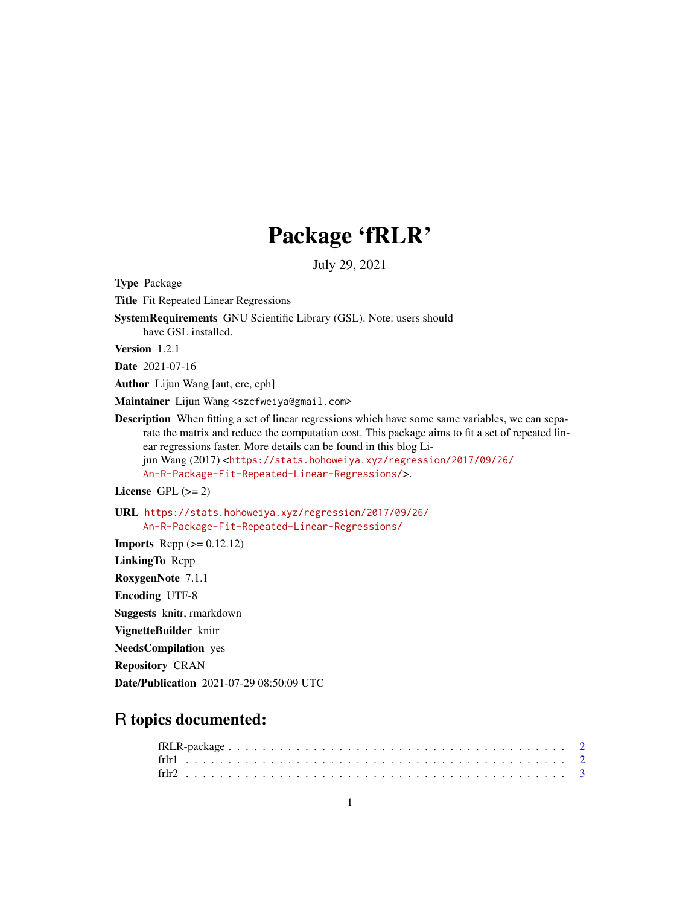# Package 'fRLR'

July 29, 2021

**Type** Package

**Title** Fit Repeated Linear Regressions

**SystemRequirements** GNU Scientific Library (GSL). Note: users should have GSL installed.

**Version** 1.2.1

**Date** 2021-07-16

**Author** Lijun Wang [aut, cre, cph]

**Maintainer** Lijun Wang <szcfweiya@gmail.com>

**Description** When fitting a set of linear regressions which have some same variables, we can separate the matrix and reduce the computation cost. This package aims to fit a set of repeated linear regressions faster. More details can be found in this blog Lijun Wang (2017) <https://stats.hohoweiya.xyz/regression/2017/09/26/An-R-Package-Fit-Repeated-Linear-Regressions/>.

**License** GPL (>= 2)

**URL** https://stats.hohoweiya.xyz/regression/2017/09/26/An-R-Package-Fit-Repeated-Linear-Regressions/

**Imports** Rcpp (>= 0.12.12)

**LinkingTo** Rcpp

**RoxygenNote** 7.1.1

**Encoding** UTF-8

**Suggests** knitr, rmarkdown

**VignetteBuilder** knitr

**NeedsCompilation** yes

**Repository** CRAN

**Date/Publication** 2021-07-29 08:50:09 UTC

## R topics documented:

fRLR-package . . . . . . . . . . . . . . . . . . . . . . . . . . . . . . . . . . . . . . . 2
frlr1 . . . . . . . . . . . . . . . . . . . . . . . . . . . . . . . . . . . . . . . . . . . . 2
frlr2 . . . . . . . . . . . . . . . . . . . . . . . . . . . . . . . . . . . . . . . . . . . . 3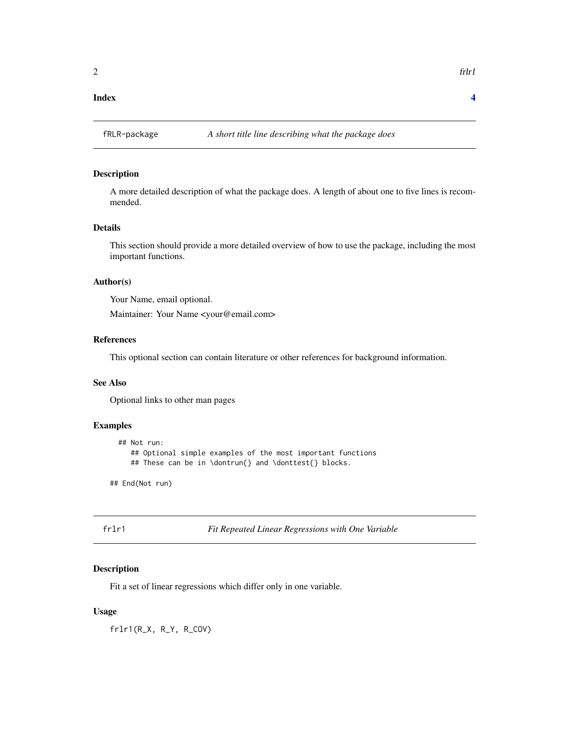Index 4

## fRLR-package — *A short title line describing what the package does*

### Description

A more detailed description of what the package does. A length of about one to five lines is recommended.

### Details

This section should provide a more detailed overview of how to use the package, including the most important functions.

### Author(s)

Your Name, email optional.

Maintainer: Your Name <your@email.com>

### References

This optional section can contain literature or other references for background information.

### See Also

Optional links to other man pages

### Examples

```
  ## Not run:
     ## Optional simple examples of the most important functions
     ## These can be in \dontrun{} and \donttest{} blocks.

## End(Not run)
```

## frlr1 — *Fit Repeated Linear Regressions with One Variable*

### Description

Fit a set of linear regressions which differ only in one variable.

### Usage

```
frlr1(R_X, R_Y, R_COV)
```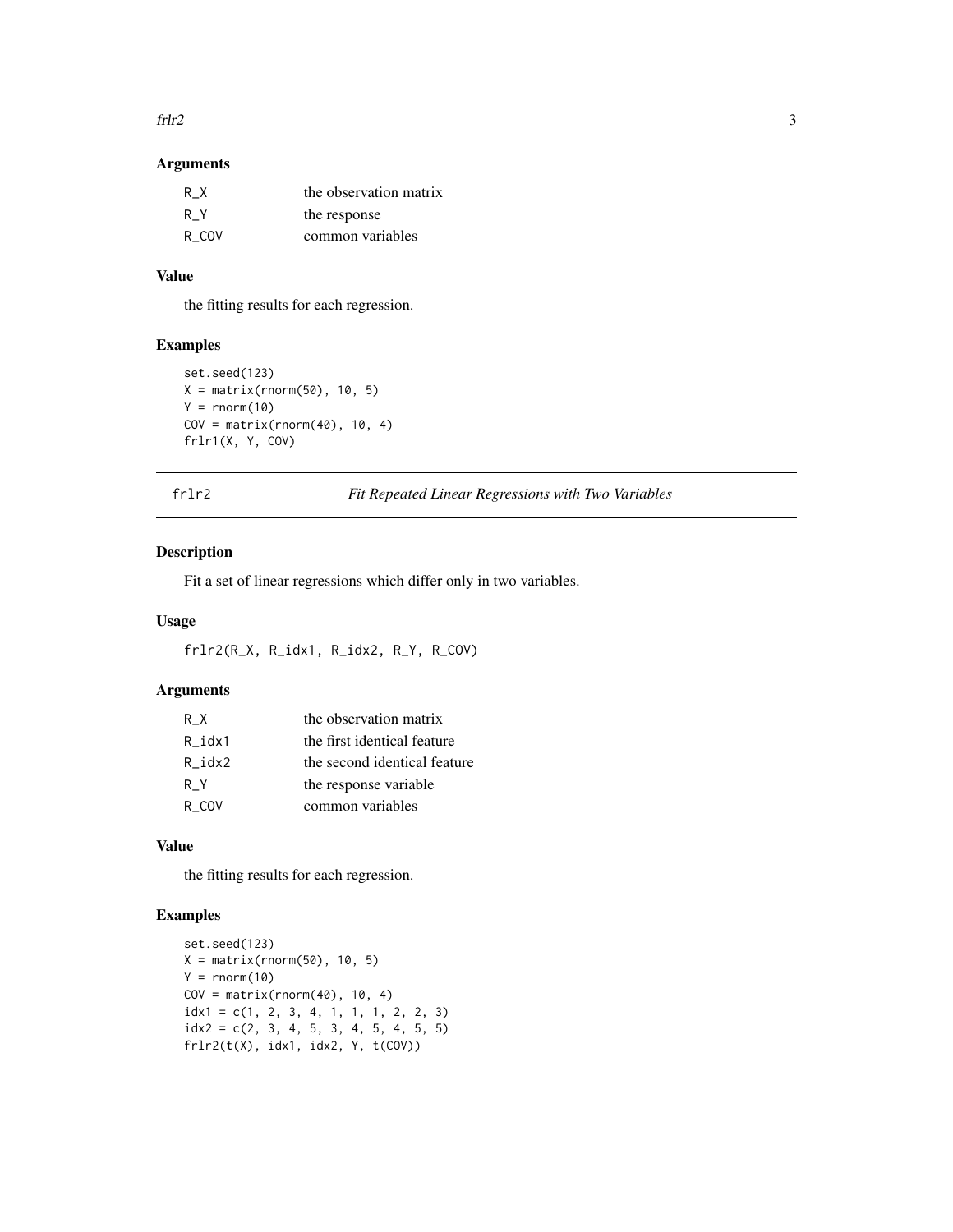### Arguments

| | |
|---|---|
| R_X | the observation matrix |
| R_Y | the response |
| R_COV | common variables |

### Value

the fitting results for each regression.

### Examples

```
set.seed(123)
X = matrix(rnorm(50), 10, 5)
Y = rnorm(10)
COV = matrix(rnorm(40), 10, 4)
frlr1(X, Y, COV)
```

## frlr2 — *Fit Repeated Linear Regressions with Two Variables*

### Description

Fit a set of linear regressions which differ only in two variables.

### Usage

```
frlr2(R_X, R_idx1, R_idx2, R_Y, R_COV)
```

### Arguments

| | |
|---|---|
| R_X | the observation matrix |
| R_idx1 | the first identical feature |
| R_idx2 | the second identical feature |
| R_Y | the response variable |
| R_COV | common variables |

### Value

the fitting results for each regression.

### Examples

```
set.seed(123)
X = matrix(rnorm(50), 10, 5)
Y = rnorm(10)
COV = matrix(rnorm(40), 10, 4)
idx1 = c(1, 2, 3, 4, 1, 1, 1, 2, 2, 3)
idx2 = c(2, 3, 4, 5, 3, 4, 5, 4, 5, 5)
frlr2(t(X), idx1, idx2, Y, t(COV))
```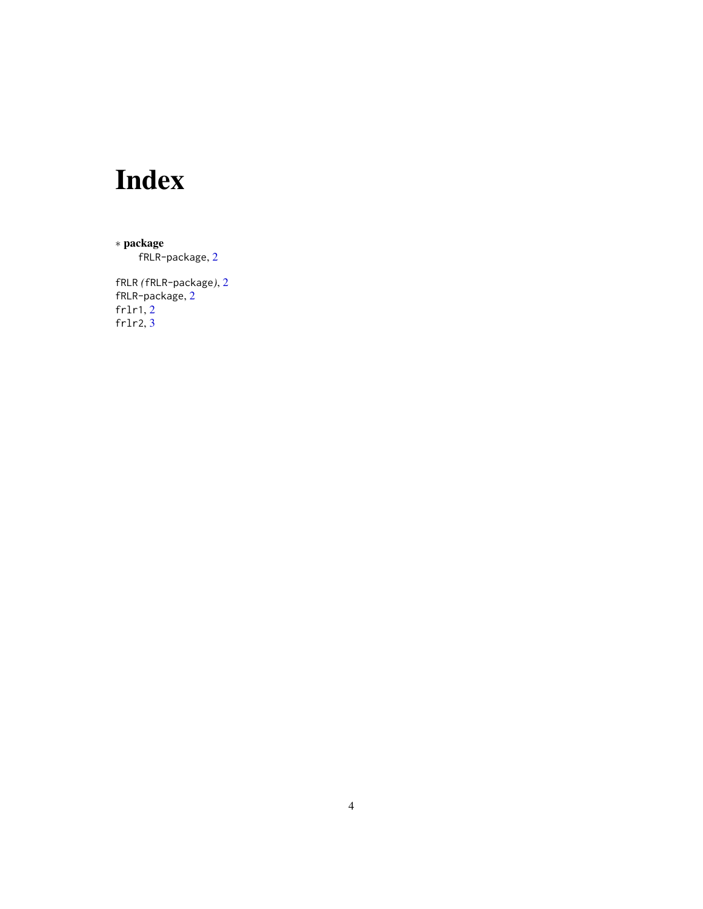# Index

∗ **package**
    fRLR-package, 2

fRLR *(*fRLR-package*)*, 2
fRLR-package, 2
frlr1, 2
frlr2, 3